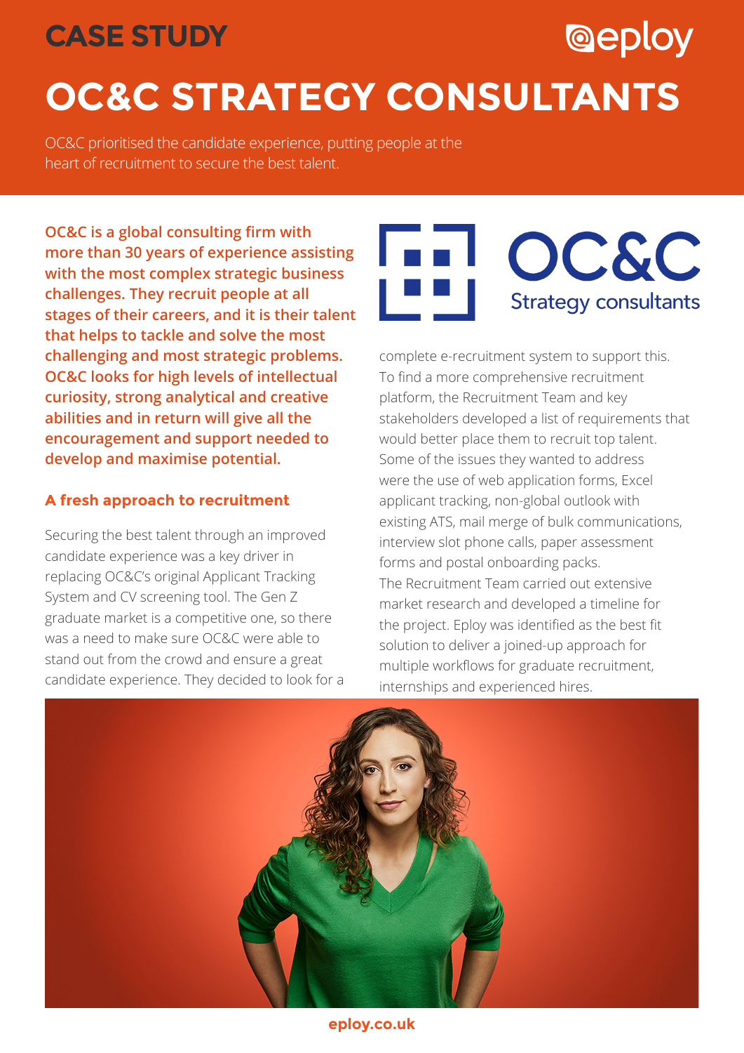CASE STUDY

# OC&C STRATEGY CONSULTANTS

OC&C prioritised the candidate experience, putting people at the heart of recruitment to secure the best talent.

**OC&C is a global consulting firm with more than 30 years of experience assisting with the most complex strategic business challenges. They recruit people at all stages of their careers, and it is their talent that helps to tackle and solve the most challenging and most strategic problems. OC&C looks for high levels of intellectual curiosity, strong analytical and creative abilities and in return will give all the encouragement and support needed to develop and maximise potential.**

## A fresh approach to recruitment

Securing the best talent through an improved candidate experience was a key driver in replacing OC&C's original Applicant Tracking System and CV screening tool. The Gen Z graduate market is a competitive one, so there was a need to make sure OC&C were able to stand out from the crowd and ensure a great candidate experience. They decided to look for a complete e-recruitment system to support this. To find a more comprehensive recruitment platform, the Recruitment Team and key stakeholders developed a list of requirements that would better place them to recruit top talent. Some of the issues they wanted to address were the use of web application forms, Excel applicant tracking, non-global outlook with existing ATS, mail merge of bulk communications, interview slot phone calls, paper assessment forms and postal onboarding packs.
The Recruitment Team carried out extensive market research and developed a timeline for the project. Eploy was identified as the best fit solution to deliver a joined-up approach for multiple workflows for graduate recruitment, internships and experienced hires.

eploy.co.uk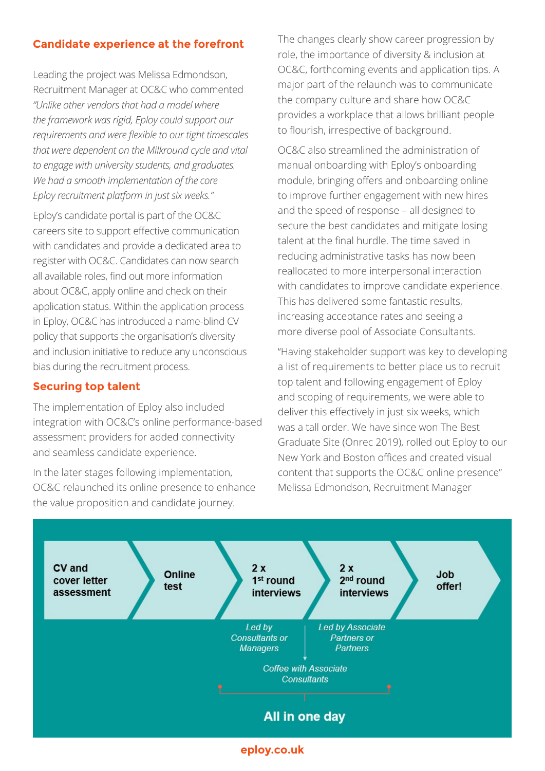## Candidate experience at the forefront

Leading the project was Melissa Edmondson, Recruitment Manager at OC&C who commented *"Unlike other vendors that had a model where the framework was rigid, Eploy could support our requirements and were flexible to our tight timescales that were dependent on the Milkround cycle and vital to engage with university students, and graduates. We had a smooth implementation of the core Eploy recruitment platform in just six weeks."*

Eploy's candidate portal is part of the OC&C careers site to support effective communication with candidates and provide a dedicated area to register with OC&C. Candidates can now search all available roles, find out more information about OC&C, apply online and check on their application status. Within the application process in Eploy, OC&C has introduced a name-blind CV policy that supports the organisation's diversity and inclusion initiative to reduce any unconscious bias during the recruitment process.

## Securing top talent

The implementation of Eploy also included integration with OC&C's online performance-based assessment providers for added connectivity and seamless candidate experience.

In the later stages following implementation, OC&C relaunched its online presence to enhance the value proposition and candidate journey.

The changes clearly show career progression by role, the importance of diversity & inclusion at OC&C, forthcoming events and application tips. A major part of the relaunch was to communicate the company culture and share how OC&C provides a workplace that allows brilliant people to flourish, irrespective of background.

OC&C also streamlined the administration of manual onboarding with Eploy's onboarding module, bringing offers and onboarding online to improve further engagement with new hires and the speed of response – all designed to secure the best candidates and mitigate losing talent at the final hurdle. The time saved in reducing administrative tasks has now been reallocated to more interpersonal interaction with candidates to improve candidate experience. This has delivered some fantastic results, increasing acceptance rates and seeing a more diverse pool of Associate Consultants.

"Having stakeholder support was key to developing a list of requirements to better place us to recruit top talent and following engagement of Eploy and scoping of requirements, we were able to deliver this effectively in just six weeks, which was a tall order. We have since won The Best Graduate Site (Onrec 2019), rolled out Eploy to our New York and Boston offices and created visual content that supports the OC&C online presence" Melissa Edmondson, Recruitment Manager

**CV and cover letter assessment** → **Online test** → **2 x 1st round interviews** → **2 x 2nd round interviews** → **Job offer!**

*Led by Consultants or Managers* (1st round interviews)

*Led by Associate Partners or Partners* (2nd round interviews)

*Coffee with Associate Consultants*

**All in one day**

**eploy.co.uk**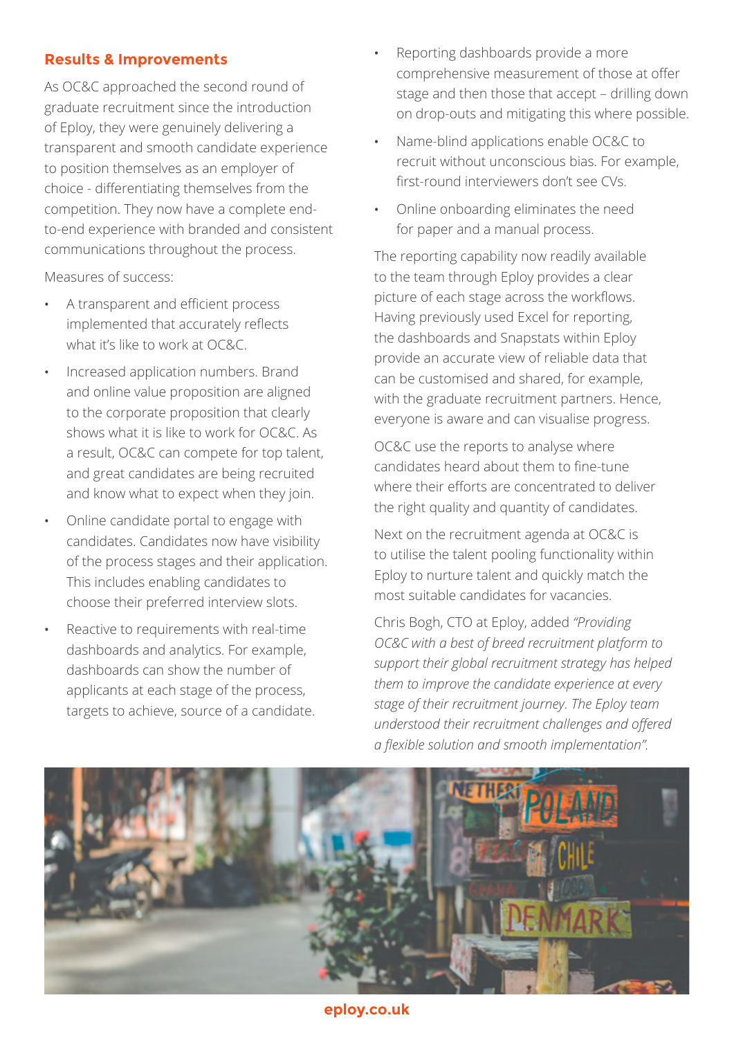## Results & Improvements

As OC&C approached the second round of graduate recruitment since the introduction of Eploy, they were genuinely delivering a transparent and smooth candidate experience to position themselves as an employer of choice - differentiating themselves from the competition. They now have a complete end-to-end experience with branded and consistent communications throughout the process.

Measures of success:

- A transparent and efficient process implemented that accurately reflects what it's like to work at OC&C.
- Increased application numbers. Brand and online value proposition are aligned to the corporate proposition that clearly shows what it is like to work for OC&C. As a result, OC&C can compete for top talent, and great candidates are being recruited and know what to expect when they join.
- Online candidate portal to engage with candidates. Candidates now have visibility of the process stages and their application. This includes enabling candidates to choose their preferred interview slots.
- Reactive to requirements with real-time dashboards and analytics. For example, dashboards can show the number of applicants at each stage of the process, targets to achieve, source of a candidate.
- Reporting dashboards provide a more comprehensive measurement of those at offer stage and then those that accept – drilling down on drop-outs and mitigating this where possible.
- Name-blind applications enable OC&C to recruit without unconscious bias. For example, first-round interviewers don't see CVs.
- Online onboarding eliminates the need for paper and a manual process.

The reporting capability now readily available to the team through Eploy provides a clear picture of each stage across the workflows. Having previously used Excel for reporting, the dashboards and Snapstats within Eploy provide an accurate view of reliable data that can be customised and shared, for example, with the graduate recruitment partners. Hence, everyone is aware and can visualise progress.

OC&C use the reports to analyse where candidates heard about them to fine-tune where their efforts are concentrated to deliver the right quality and quantity of candidates.

Next on the recruitment agenda at OC&C is to utilise the talent pooling functionality within Eploy to nurture talent and quickly match the most suitable candidates for vacancies.

Chris Bogh, CTO at Eploy, added *"Providing OC&C with a best of breed recruitment platform to support their global recruitment strategy has helped them to improve the candidate experience at every stage of their recruitment journey. The Eploy team understood their recruitment challenges and offered a flexible solution and smooth implementation".*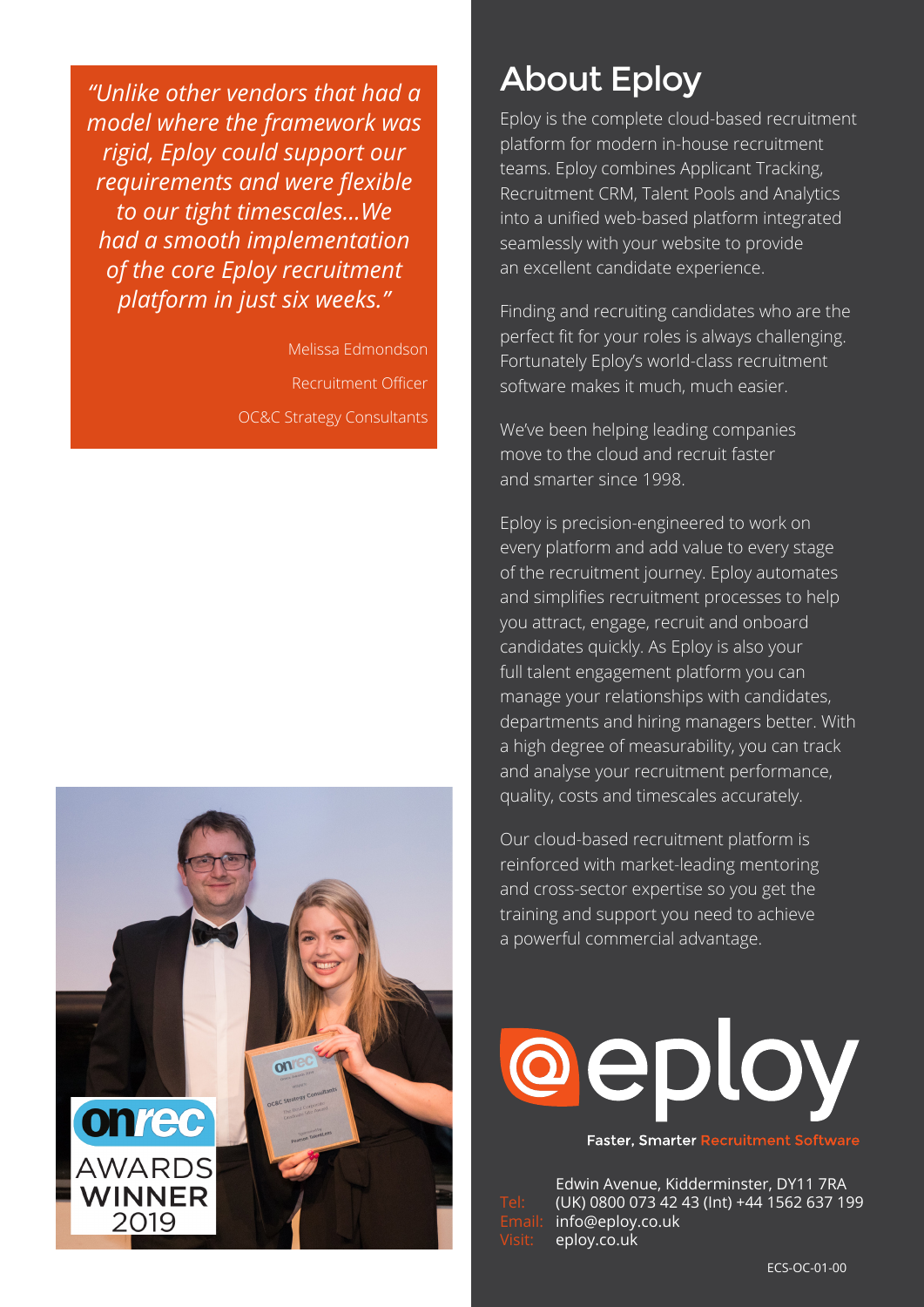*"Unlike other vendors that had a model where the framework was rigid, Eploy could support our requirements and were flexible to our tight timescales...We had a smooth implementation of the core Eploy recruitment platform in just six weeks."*

Melissa Edmondson

Recruitment Officer

OC&C Strategy Consultants

onrec AWARDS WINNER 2019

## About Eploy

Eploy is the complete cloud-based recruitment platform for modern in-house recruitment teams. Eploy combines Applicant Tracking, Recruitment CRM, Talent Pools and Analytics into a unified web-based platform integrated seamlessly with your website to provide an excellent candidate experience.

Finding and recruiting candidates who are the perfect fit for your roles is always challenging. Fortunately Eploy's world-class recruitment software makes it much, much easier.

We've been helping leading companies move to the cloud and recruit faster and smarter since 1998.

Eploy is precision-engineered to work on every platform and add value to every stage of the recruitment journey. Eploy automates and simplifies recruitment processes to help you attract, engage, recruit and onboard candidates quickly. As Eploy is also your full talent engagement platform you can manage your relationships with candidates, departments and hiring managers better. With a high degree of measurability, you can track and analyse your recruitment performance, quality, costs and timescales accurately.

Our cloud-based recruitment platform is reinforced with market-leading mentoring and cross-sector expertise so you get the training and support you need to achieve a powerful commercial advantage.

eploy

Faster, Smarter Recruitment Software

Edwin Avenue, Kidderminster, DY11 7RA
Tel: (UK) 0800 073 42 43 (Int) +44 1562 637 199
Email: info@eploy.co.uk
Visit: eploy.co.uk

ECS-OC-01-00